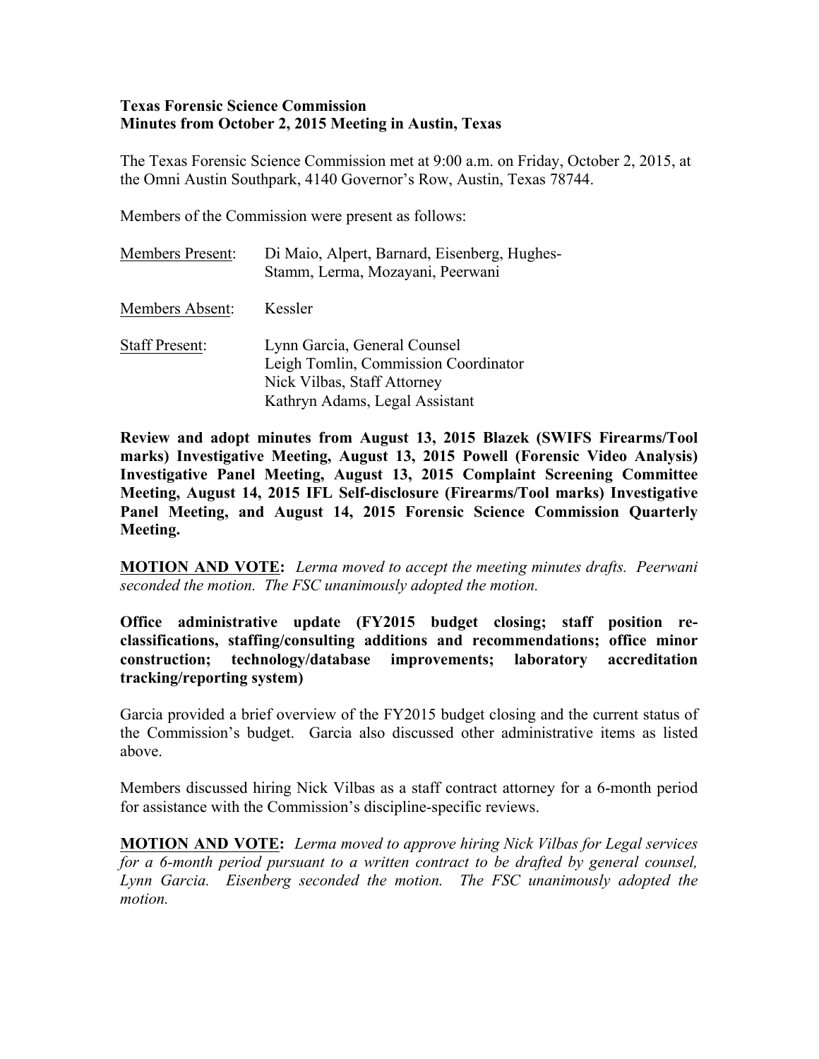**Texas Forensic Science Commission**
**Minutes from October 2, 2015 Meeting in Austin, Texas**

The Texas Forensic Science Commission met at 9:00 a.m. on Friday, October 2, 2015, at the Omni Austin Southpark, 4140 Governor's Row, Austin, Texas 78744.

Members of the Commission were present as follows:

| | |
|---|---|
| Members Present: | Di Maio, Alpert, Barnard, Eisenberg, Hughes-Stamm, Lerma, Mozayani, Peerwani |
| Members Absent: | Kessler |
| Staff Present: | Lynn Garcia, General Counsel<br>Leigh Tomlin, Commission Coordinator<br>Nick Vilbas, Staff Attorney<br>Kathryn Adams, Legal Assistant |

**Review and adopt minutes from August 13, 2015 Blazek (SWIFS Firearms/Tool marks) Investigative Meeting, August 13, 2015 Powell (Forensic Video Analysis) Investigative Panel Meeting, August 13, 2015 Complaint Screening Committee Meeting, August 14, 2015 IFL Self-disclosure (Firearms/Tool marks) Investigative Panel Meeting, and August 14, 2015 Forensic Science Commission Quarterly Meeting.**

**MOTION AND VOTE:** *Lerma moved to accept the meeting minutes drafts. Peerwani seconded the motion. The FSC unanimously adopted the motion.*

**Office administrative update (FY2015 budget closing; staff position re-classifications, staffing/consulting additions and recommendations; office minor construction; technology/database improvements; laboratory accreditation tracking/reporting system)**

Garcia provided a brief overview of the FY2015 budget closing and the current status of the Commission's budget. Garcia also discussed other administrative items as listed above.

Members discussed hiring Nick Vilbas as a staff contract attorney for a 6-month period for assistance with the Commission's discipline-specific reviews.

**MOTION AND VOTE:** *Lerma moved to approve hiring Nick Vilbas for Legal services for a 6-month period pursuant to a written contract to be drafted by general counsel, Lynn Garcia. Eisenberg seconded the motion. The FSC unanimously adopted the motion.*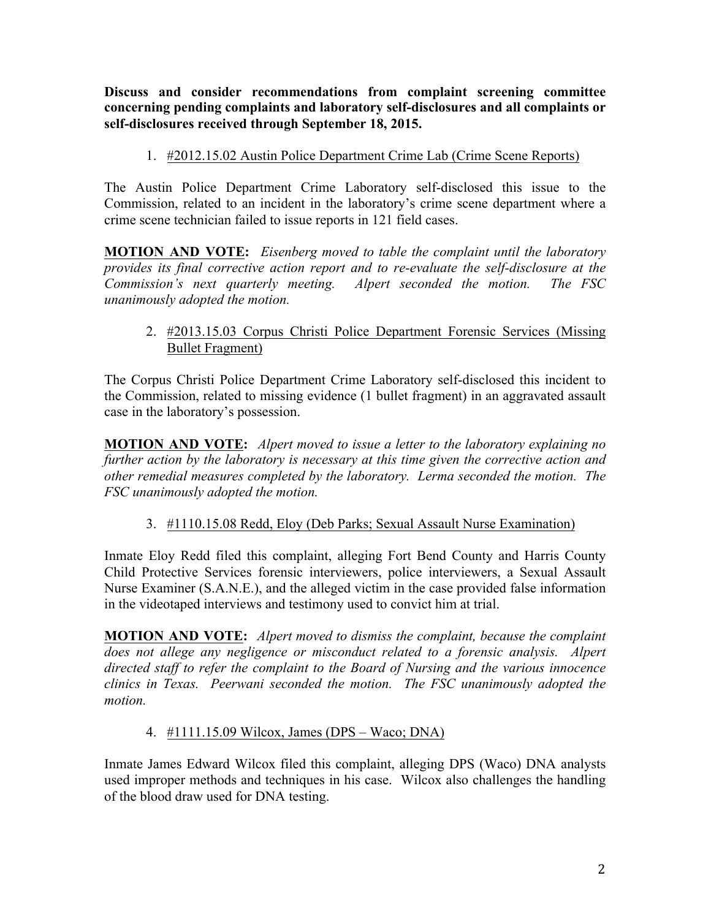**Discuss and consider recommendations from complaint screening committee concerning pending complaints and laboratory self-disclosures and all complaints or self-disclosures received through September 18, 2015.**

1. #2012.15.02 Austin Police Department Crime Lab (Crime Scene Reports)

The Austin Police Department Crime Laboratory self-disclosed this issue to the Commission, related to an incident in the laboratory's crime scene department where a crime scene technician failed to issue reports in 121 field cases.

**MOTION AND VOTE:** *Eisenberg moved to table the complaint until the laboratory provides its final corrective action report and to re-evaluate the self-disclosure at the Commission's next quarterly meeting. Alpert seconded the motion. The FSC unanimously adopted the motion.*

2. #2013.15.03 Corpus Christi Police Department Forensic Services (Missing Bullet Fragment)

The Corpus Christi Police Department Crime Laboratory self-disclosed this incident to the Commission, related to missing evidence (1 bullet fragment) in an aggravated assault case in the laboratory's possession.

**MOTION AND VOTE:** *Alpert moved to issue a letter to the laboratory explaining no further action by the laboratory is necessary at this time given the corrective action and other remedial measures completed by the laboratory. Lerma seconded the motion. The FSC unanimously adopted the motion.*

3. #1110.15.08 Redd, Eloy (Deb Parks; Sexual Assault Nurse Examination)

Inmate Eloy Redd filed this complaint, alleging Fort Bend County and Harris County Child Protective Services forensic interviewers, police interviewers, a Sexual Assault Nurse Examiner (S.A.N.E.), and the alleged victim in the case provided false information in the videotaped interviews and testimony used to convict him at trial.

**MOTION AND VOTE:** *Alpert moved to dismiss the complaint, because the complaint does not allege any negligence or misconduct related to a forensic analysis. Alpert directed staff to refer the complaint to the Board of Nursing and the various innocence clinics in Texas. Peerwani seconded the motion. The FSC unanimously adopted the motion.*

4. #1111.15.09 Wilcox, James (DPS – Waco; DNA)

Inmate James Edward Wilcox filed this complaint, alleging DPS (Waco) DNA analysts used improper methods and techniques in his case. Wilcox also challenges the handling of the blood draw used for DNA testing.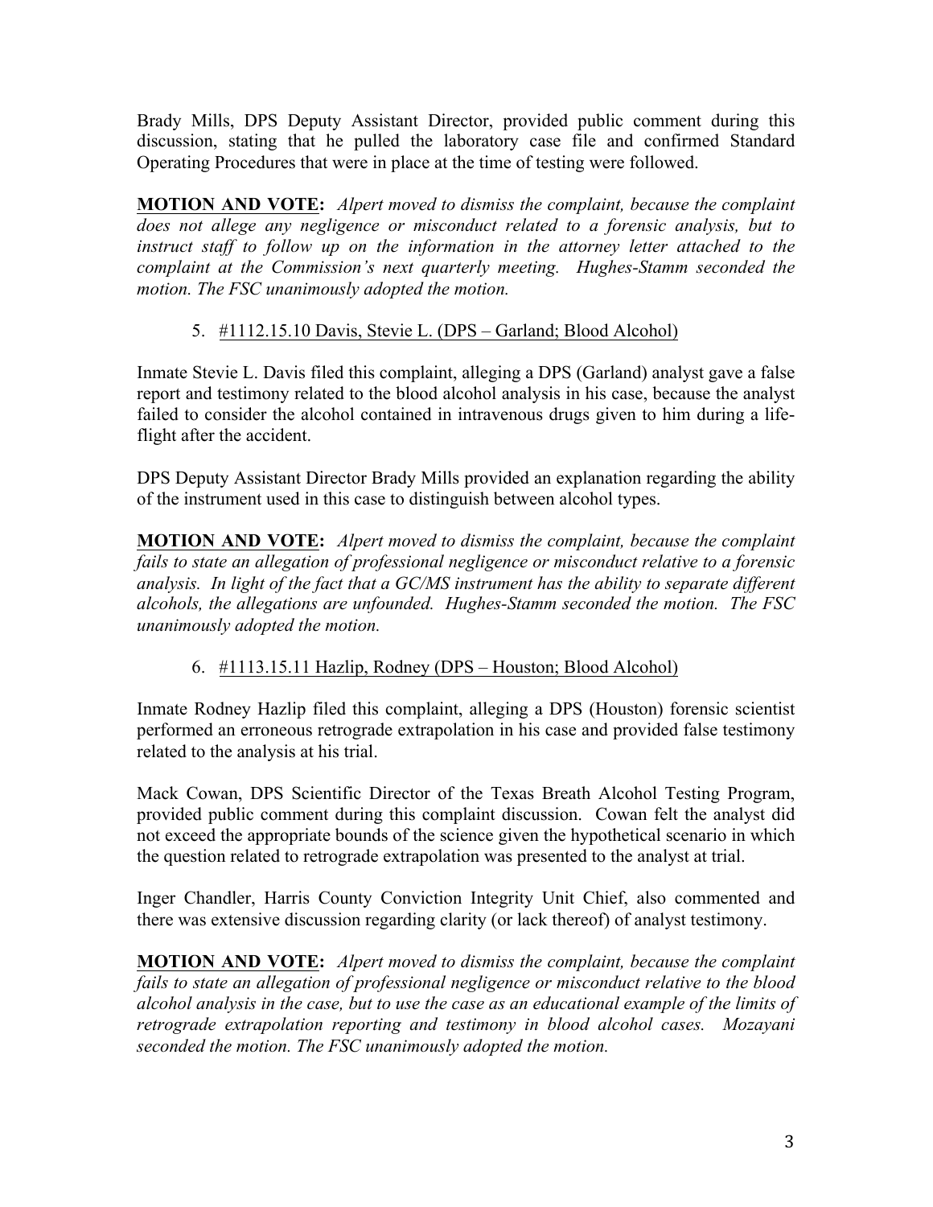Brady Mills, DPS Deputy Assistant Director, provided public comment during this discussion, stating that he pulled the laboratory case file and confirmed Standard Operating Procedures that were in place at the time of testing were followed.

**MOTION AND VOTE:** *Alpert moved to dismiss the complaint, because the complaint does not allege any negligence or misconduct related to a forensic analysis, but to instruct staff to follow up on the information in the attorney letter attached to the complaint at the Commission's next quarterly meeting. Hughes-Stamm seconded the motion. The FSC unanimously adopted the motion.*

5. #1112.15.10 Davis, Stevie L. (DPS – Garland; Blood Alcohol)

Inmate Stevie L. Davis filed this complaint, alleging a DPS (Garland) analyst gave a false report and testimony related to the blood alcohol analysis in his case, because the analyst failed to consider the alcohol contained in intravenous drugs given to him during a life-flight after the accident.

DPS Deputy Assistant Director Brady Mills provided an explanation regarding the ability of the instrument used in this case to distinguish between alcohol types.

**MOTION AND VOTE:** *Alpert moved to dismiss the complaint, because the complaint fails to state an allegation of professional negligence or misconduct relative to a forensic analysis. In light of the fact that a GC/MS instrument has the ability to separate different alcohols, the allegations are unfounded. Hughes-Stamm seconded the motion. The FSC unanimously adopted the motion.*

6. #1113.15.11 Hazlip, Rodney (DPS – Houston; Blood Alcohol)

Inmate Rodney Hazlip filed this complaint, alleging a DPS (Houston) forensic scientist performed an erroneous retrograde extrapolation in his case and provided false testimony related to the analysis at his trial.

Mack Cowan, DPS Scientific Director of the Texas Breath Alcohol Testing Program, provided public comment during this complaint discussion. Cowan felt the analyst did not exceed the appropriate bounds of the science given the hypothetical scenario in which the question related to retrograde extrapolation was presented to the analyst at trial.

Inger Chandler, Harris County Conviction Integrity Unit Chief, also commented and there was extensive discussion regarding clarity (or lack thereof) of analyst testimony.

**MOTION AND VOTE:** *Alpert moved to dismiss the complaint, because the complaint fails to state an allegation of professional negligence or misconduct relative to the blood alcohol analysis in the case, but to use the case as an educational example of the limits of retrograde extrapolation reporting and testimony in blood alcohol cases. Mozayani seconded the motion. The FSC unanimously adopted the motion.*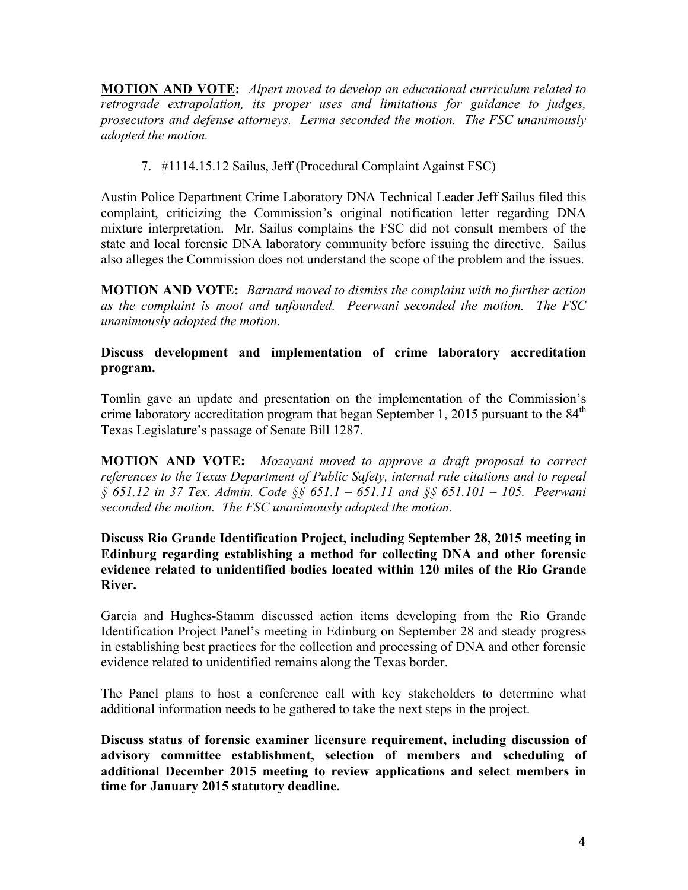**MOTION AND VOTE:** *Alpert moved to develop an educational curriculum related to retrograde extrapolation, its proper uses and limitations for guidance to judges, prosecutors and defense attorneys. Lerma seconded the motion. The FSC unanimously adopted the motion.*

7. #1114.15.12 Sailus, Jeff (Procedural Complaint Against FSC)

Austin Police Department Crime Laboratory DNA Technical Leader Jeff Sailus filed this complaint, criticizing the Commission's original notification letter regarding DNA mixture interpretation. Mr. Sailus complains the FSC did not consult members of the state and local forensic DNA laboratory community before issuing the directive. Sailus also alleges the Commission does not understand the scope of the problem and the issues.

**MOTION AND VOTE:** *Barnard moved to dismiss the complaint with no further action as the complaint is moot and unfounded. Peerwani seconded the motion. The FSC unanimously adopted the motion.*

**Discuss development and implementation of crime laboratory accreditation program.**

Tomlin gave an update and presentation on the implementation of the Commission's crime laboratory accreditation program that began September 1, 2015 pursuant to the 84th Texas Legislature's passage of Senate Bill 1287.

**MOTION AND VOTE:** *Mozayani moved to approve a draft proposal to correct references to the Texas Department of Public Safety, internal rule citations and to repeal § 651.12 in 37 Tex. Admin. Code §§ 651.1 – 651.11 and §§ 651.101 – 105. Peerwani seconded the motion. The FSC unanimously adopted the motion.*

**Discuss Rio Grande Identification Project, including September 28, 2015 meeting in Edinburg regarding establishing a method for collecting DNA and other forensic evidence related to unidentified bodies located within 120 miles of the Rio Grande River.**

Garcia and Hughes-Stamm discussed action items developing from the Rio Grande Identification Project Panel's meeting in Edinburg on September 28 and steady progress in establishing best practices for the collection and processing of DNA and other forensic evidence related to unidentified remains along the Texas border.

The Panel plans to host a conference call with key stakeholders to determine what additional information needs to be gathered to take the next steps in the project.

**Discuss status of forensic examiner licensure requirement, including discussion of advisory committee establishment, selection of members and scheduling of additional December 2015 meeting to review applications and select members in time for January 2015 statutory deadline.**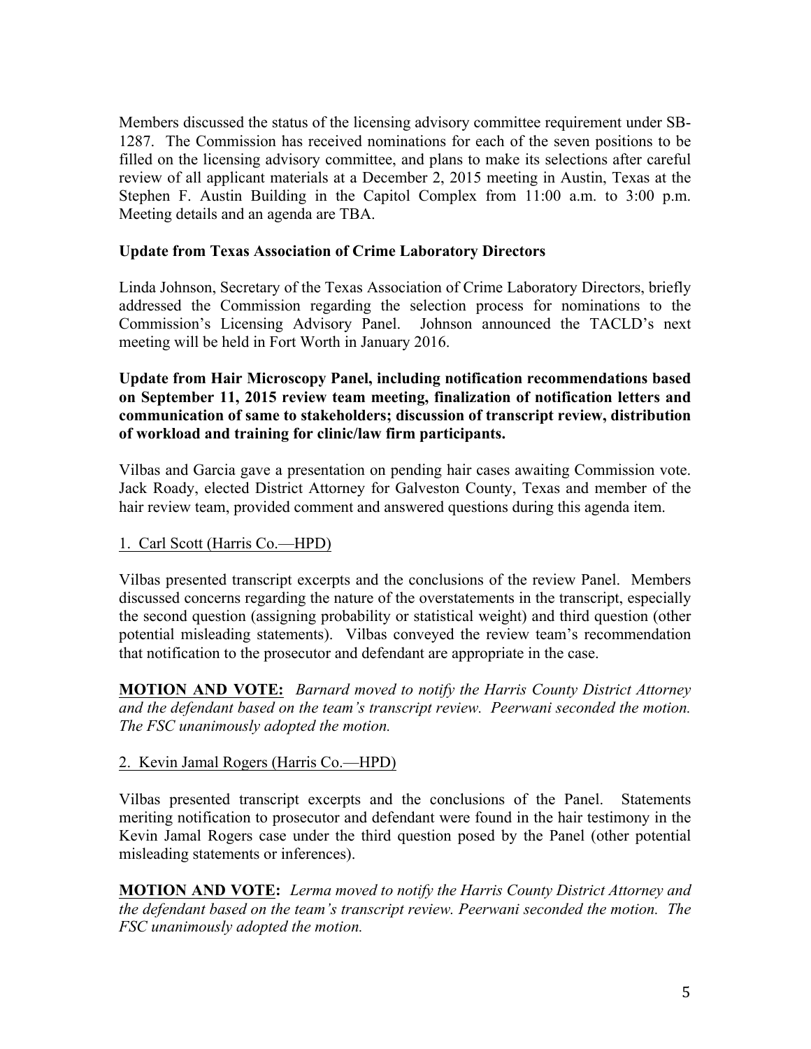Members discussed the status of the licensing advisory committee requirement under SB-1287. The Commission has received nominations for each of the seven positions to be filled on the licensing advisory committee, and plans to make its selections after careful review of all applicant materials at a December 2, 2015 meeting in Austin, Texas at the Stephen F. Austin Building in the Capitol Complex from 11:00 a.m. to 3:00 p.m. Meeting details and an agenda are TBA.

**Update from Texas Association of Crime Laboratory Directors**

Linda Johnson, Secretary of the Texas Association of Crime Laboratory Directors, briefly addressed the Commission regarding the selection process for nominations to the Commission's Licensing Advisory Panel. Johnson announced the TACLD's next meeting will be held in Fort Worth in January 2016.

**Update from Hair Microscopy Panel, including notification recommendations based on September 11, 2015 review team meeting, finalization of notification letters and communication of same to stakeholders; discussion of transcript review, distribution of workload and training for clinic/law firm participants.**

Vilbas and Garcia gave a presentation on pending hair cases awaiting Commission vote. Jack Roady, elected District Attorney for Galveston County, Texas and member of the hair review team, provided comment and answered questions during this agenda item.

<u>1. Carl Scott (Harris Co.—HPD)</u>

Vilbas presented transcript excerpts and the conclusions of the review Panel. Members discussed concerns regarding the nature of the overstatements in the transcript, especially the second question (assigning probability or statistical weight) and third question (other potential misleading statements). Vilbas conveyed the review team's recommendation that notification to the prosecutor and defendant are appropriate in the case.

**<u>MOTION AND VOTE:</u>** *Barnard moved to notify the Harris County District Attorney and the defendant based on the team's transcript review. Peerwani seconded the motion. The FSC unanimously adopted the motion.*

<u>2. Kevin Jamal Rogers (Harris Co.—HPD)</u>

Vilbas presented transcript excerpts and the conclusions of the Panel. Statements meriting notification to prosecutor and defendant were found in the hair testimony in the Kevin Jamal Rogers case under the third question posed by the Panel (other potential misleading statements or inferences).

**<u>MOTION AND VOTE:</u>** *Lerma moved to notify the Harris County District Attorney and the defendant based on the team's transcript review. Peerwani seconded the motion. The FSC unanimously adopted the motion.*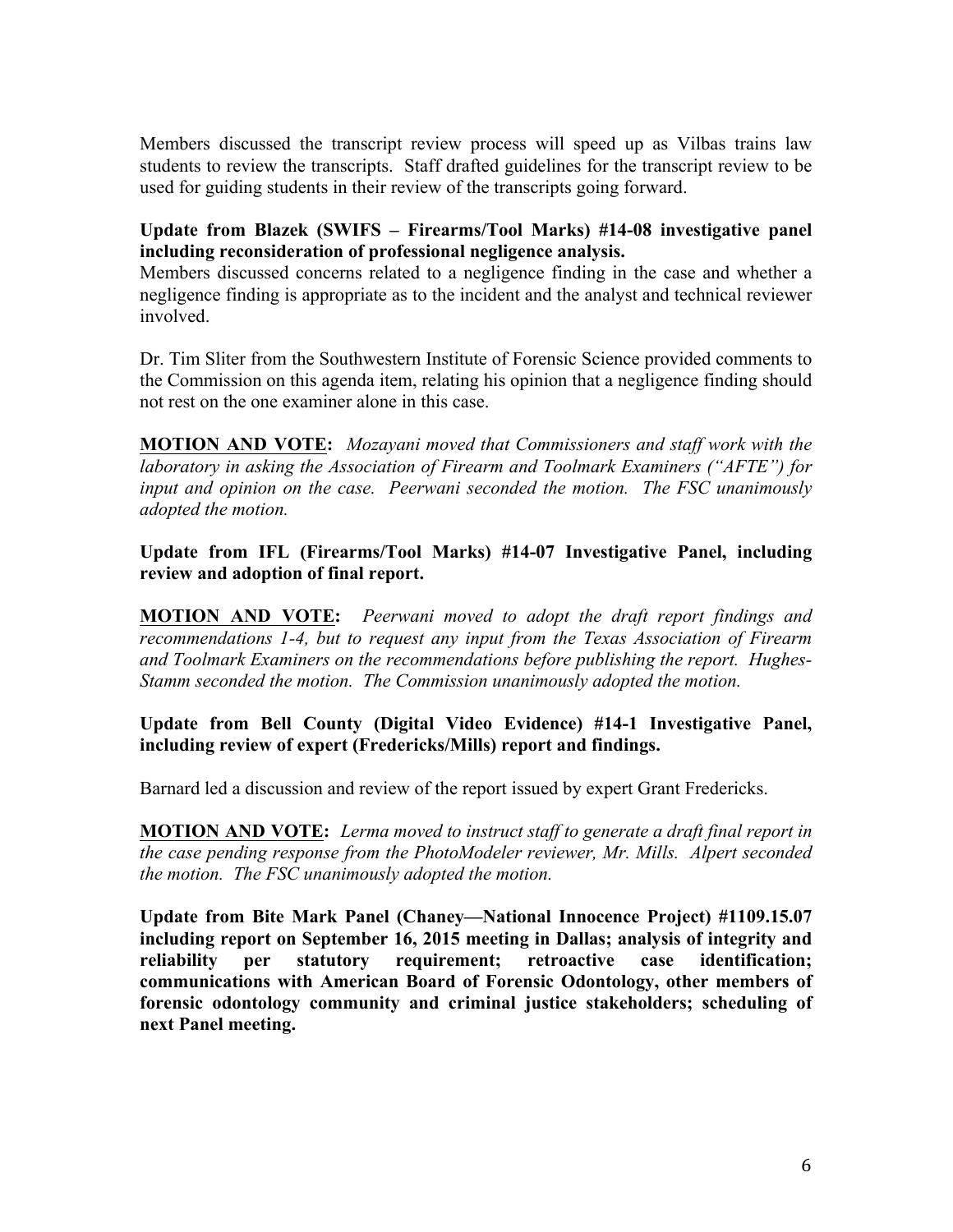Members discussed the transcript review process will speed up as Vilbas trains law students to review the transcripts. Staff drafted guidelines for the transcript review to be used for guiding students in their review of the transcripts going forward.

**Update from Blazek (SWIFS – Firearms/Tool Marks) #14-08 investigative panel including reconsideration of professional negligence analysis.**

Members discussed concerns related to a negligence finding in the case and whether a negligence finding is appropriate as to the incident and the analyst and technical reviewer involved.

Dr. Tim Sliter from the Southwestern Institute of Forensic Science provided comments to the Commission on this agenda item, relating his opinion that a negligence finding should not rest on the one examiner alone in this case.

**MOTION AND VOTE:** *Mozayani moved that Commissioners and staff work with the laboratory in asking the Association of Firearm and Toolmark Examiners ("AFTE") for input and opinion on the case. Peerwani seconded the motion. The FSC unanimously adopted the motion.*

**Update from IFL (Firearms/Tool Marks) #14-07 Investigative Panel, including review and adoption of final report.**

**MOTION AND VOTE:** *Peerwani moved to adopt the draft report findings and recommendations 1-4, but to request any input from the Texas Association of Firearm and Toolmark Examiners on the recommendations before publishing the report. Hughes-Stamm seconded the motion. The Commission unanimously adopted the motion.*

**Update from Bell County (Digital Video Evidence) #14-1 Investigative Panel, including review of expert (Fredericks/Mills) report and findings.**

Barnard led a discussion and review of the report issued by expert Grant Fredericks.

**MOTION AND VOTE:** *Lerma moved to instruct staff to generate a draft final report in the case pending response from the PhotoModeler reviewer, Mr. Mills. Alpert seconded the motion. The FSC unanimously adopted the motion.*

**Update from Bite Mark Panel (Chaney—National Innocence Project) #1109.15.07 including report on September 16, 2015 meeting in Dallas; analysis of integrity and reliability per statutory requirement; retroactive case identification; communications with American Board of Forensic Odontology, other members of forensic odontology community and criminal justice stakeholders; scheduling of next Panel meeting.**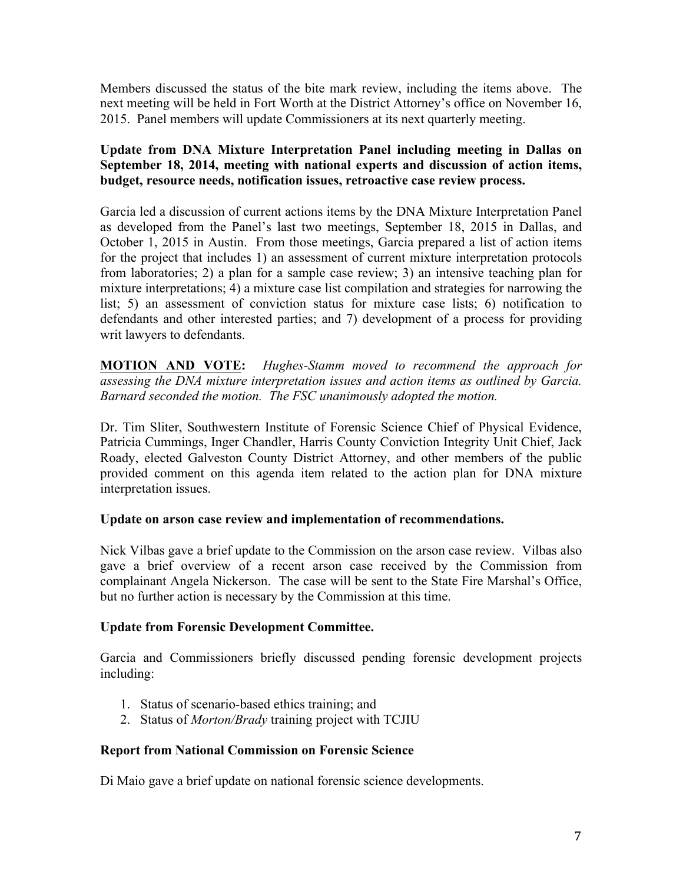Members discussed the status of the bite mark review, including the items above. The next meeting will be held in Fort Worth at the District Attorney's office on November 16, 2015. Panel members will update Commissioners at its next quarterly meeting.

**Update from DNA Mixture Interpretation Panel including meeting in Dallas on September 18, 2014, meeting with national experts and discussion of action items, budget, resource needs, notification issues, retroactive case review process.**

Garcia led a discussion of current actions items by the DNA Mixture Interpretation Panel as developed from the Panel's last two meetings, September 18, 2015 in Dallas, and October 1, 2015 in Austin. From those meetings, Garcia prepared a list of action items for the project that includes 1) an assessment of current mixture interpretation protocols from laboratories; 2) a plan for a sample case review; 3) an intensive teaching plan for mixture interpretations; 4) a mixture case list compilation and strategies for narrowing the list; 5) an assessment of conviction status for mixture case lists; 6) notification to defendants and other interested parties; and 7) development of a process for providing writ lawyers to defendants.

<u>**MOTION AND VOTE:**</u> *Hughes-Stamm moved to recommend the approach for assessing the DNA mixture interpretation issues and action items as outlined by Garcia. Barnard seconded the motion. The FSC unanimously adopted the motion.*

Dr. Tim Sliter, Southwestern Institute of Forensic Science Chief of Physical Evidence, Patricia Cummings, Inger Chandler, Harris County Conviction Integrity Unit Chief, Jack Roady, elected Galveston County District Attorney, and other members of the public provided comment on this agenda item related to the action plan for DNA mixture interpretation issues.

**Update on arson case review and implementation of recommendations.**

Nick Vilbas gave a brief update to the Commission on the arson case review. Vilbas also gave a brief overview of a recent arson case received by the Commission from complainant Angela Nickerson. The case will be sent to the State Fire Marshal's Office, but no further action is necessary by the Commission at this time.

**Update from Forensic Development Committee.**

Garcia and Commissioners briefly discussed pending forensic development projects including:

1. Status of scenario-based ethics training; and
2. Status of *Morton/Brady* training project with TCJIU

**Report from National Commission on Forensic Science**

Di Maio gave a brief update on national forensic science developments.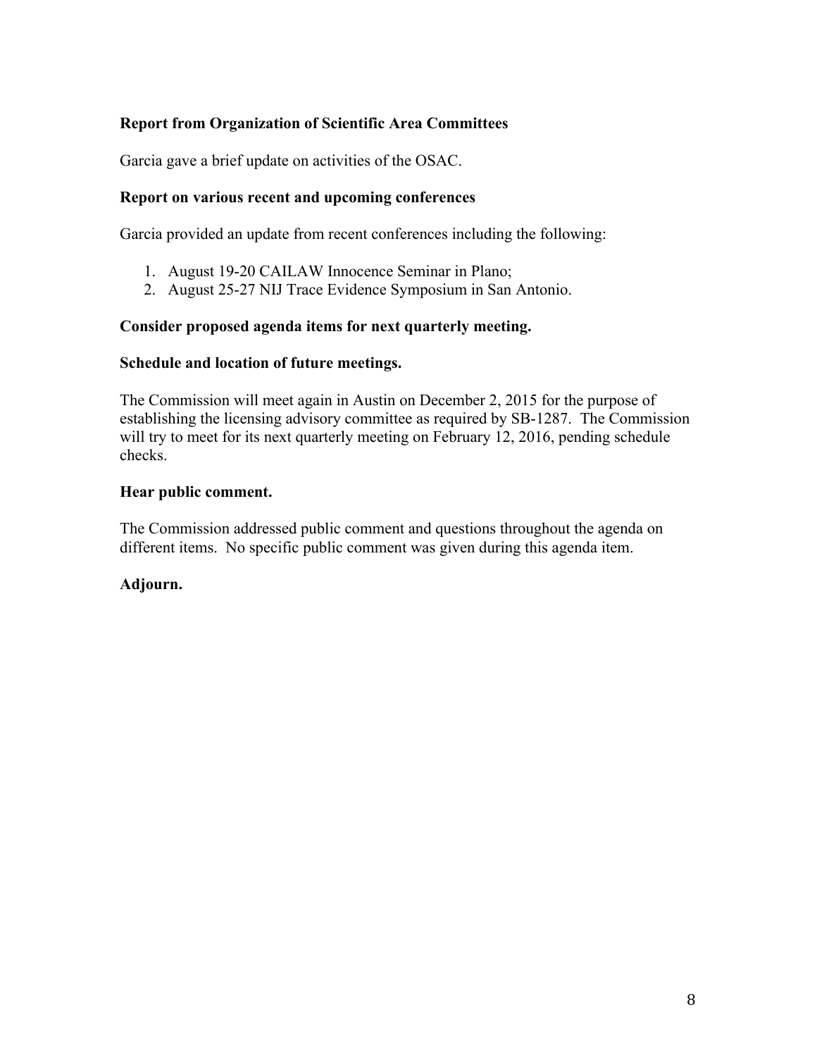**Report from Organization of Scientific Area Committees**

Garcia gave a brief update on activities of the OSAC.

**Report on various recent and upcoming conferences**

Garcia provided an update from recent conferences including the following:

1. August 19-20 CAILAW Innocence Seminar in Plano;
2. August 25-27 NIJ Trace Evidence Symposium in San Antonio.

**Consider proposed agenda items for next quarterly meeting.**

**Schedule and location of future meetings.**

The Commission will meet again in Austin on December 2, 2015 for the purpose of establishing the licensing advisory committee as required by SB-1287. The Commission will try to meet for its next quarterly meeting on February 12, 2016, pending schedule checks.

**Hear public comment.**

The Commission addressed public comment and questions throughout the agenda on different items. No specific public comment was given during this agenda item.

**Adjourn.**